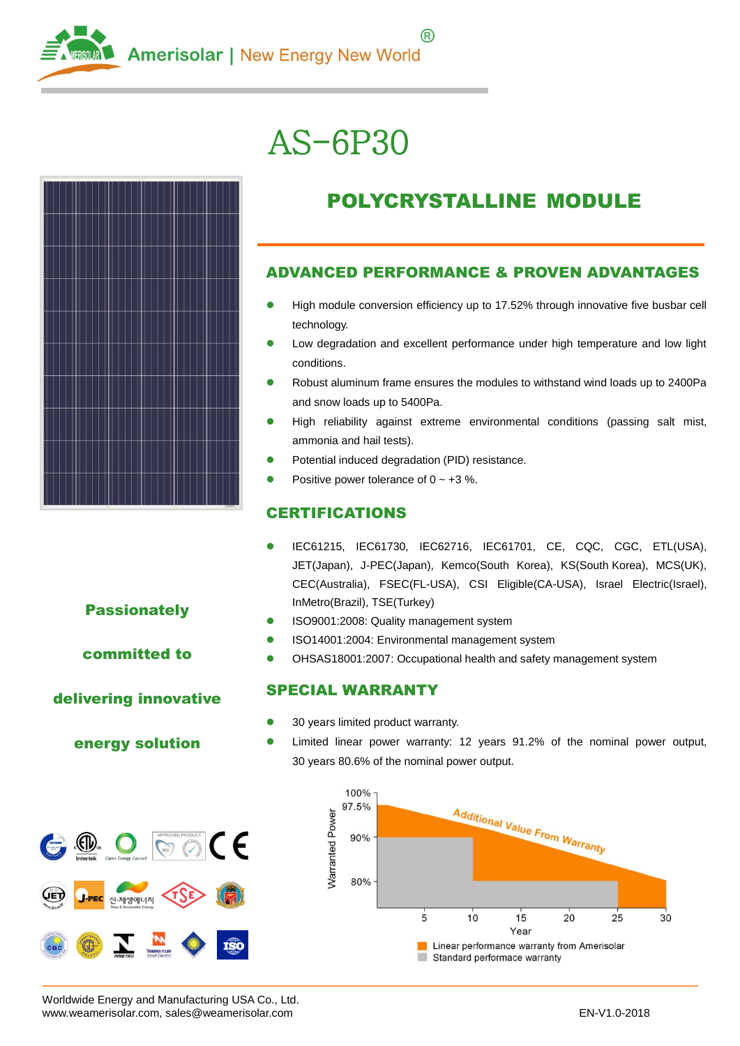Amerisolar | New Energy New World

# AS-6P30

## POLYCRYSTALLINE MODULE

### ADVANCED PERFORMANCE & PROVEN ADVANTAGES

- High module conversion efficiency up to 17.52% through innovative five busbar cell technology.
- Low degradation and excellent performance under high temperature and low light conditions.
- Robust aluminum frame ensures the modules to withstand wind loads up to 2400Pa and snow loads up to 5400Pa.
- High reliability against extreme environmental conditions (passing salt mist, ammonia and hail tests).
- Potential induced degradation (PID) resistance.
- Positive power tolerance of 0 ~ +3 %.

### CERTIFICATIONS

- IEC61215, IEC61730, IEC62716, IEC61701, CE, CQC, CGC, ETL(USA), JET(Japan), J-PEC(Japan), Kemco(South Korea), KS(South Korea), MCS(UK), CEC(Australia), FSEC(FL-USA), CSI Eligible(CA-USA), Israel Electric(Israel), InMetro(Brazil), TSE(Turkey)
- ISO9001:2008: Quality management system
- ISO14001:2004: Environmental management system
- OHSAS18001:2007: Occupational health and safety management system

**Passionately committed to delivering innovative energy solution**

### SPECIAL WARRANTY

- 30 years limited product warranty.
- Limited linear power warranty: 12 years 91.2% of the nominal power output, 30 years 80.6% of the nominal power output.

100%
97.5%
90%
80%
Warranted Power
Additional Value From Warranty
5
10
15
20
25
30
Year
Linear performance warranty from Amerisolar
Standard performace warranty

Worldwide Energy and Manufacturing USA Co., Ltd.
www.weamerisolar.com, sales@weamerisolar.com

EN-V1.0-2018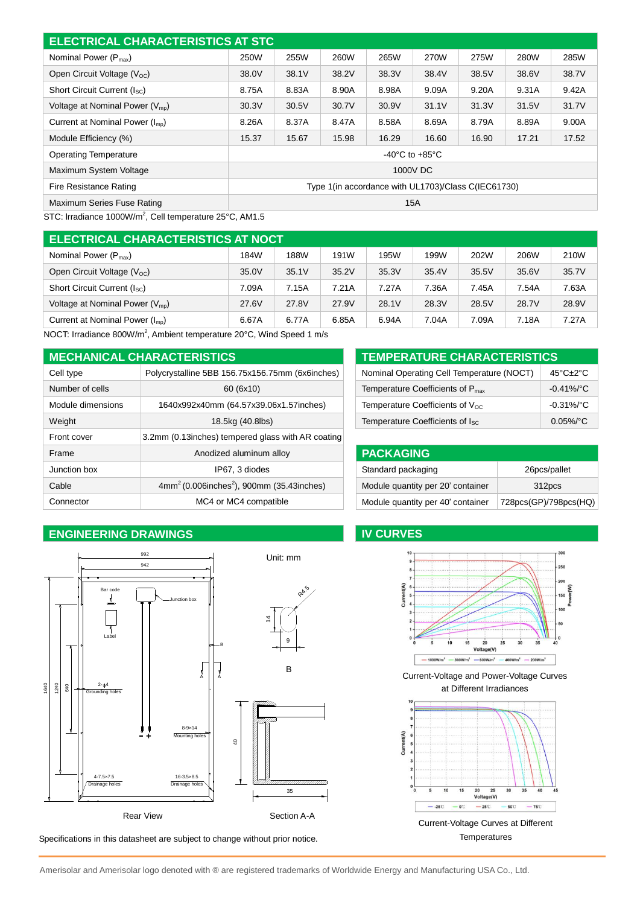## ELECTRICAL CHARACTERISTICS AT STC

| | | | | | | | | |
|---|---|---|---|---|---|---|---|---|
| Nominal Power ($P_{max}$) | 250W | 255W | 260W | 265W | 270W | 275W | 280W | 285W |
| Open Circuit Voltage ($V_{OC}$) | 38.0V | 38.1V | 38.2V | 38.3V | 38.4V | 38.5V | 38.6V | 38.7V |
| Short Circuit Current ($I_{SC}$) | 8.75A | 8.83A | 8.90A | 8.98A | 9.09A | 9.20A | 9.31A | 9.42A |
| Voltage at Nominal Power ($V_{mp}$) | 30.3V | 30.5V | 30.7V | 30.9V | 31.1V | 31.3V | 31.5V | 31.7V |
| Current at Nominal Power ($I_{mp}$) | 8.26A | 8.37A | 8.47A | 8.58A | 8.69A | 8.79A | 8.89A | 9.00A |
| Module Efficiency (%) | 15.37 | 15.67 | 15.98 | 16.29 | 16.60 | 16.90 | 17.21 | 17.52 |
| Operating Temperature | -40°C to +85°C | | | | | | | |
| Maximum System Voltage | 1000V DC | | | | | | | |
| Fire Resistance Rating | Type 1(in accordance with UL1703)/Class C(IEC61730) | | | | | | | |
| Maximum Series Fuse Rating | 15A | | | | | | | |

STC: Irradiance 1000W/m$^2$, Cell temperature 25°C, AM1.5

## ELECTRICAL CHARACTERISTICS AT NOCT

| | | | | | | | | |
|---|---|---|---|---|---|---|---|---|
| Nominal Power ($P_{max}$) | 184W | 188W | 191W | 195W | 199W | 202W | 206W | 210W |
| Open Circuit Voltage ($V_{OC}$) | 35.0V | 35.1V | 35.2V | 35.3V | 35.4V | 35.5V | 35.6V | 35.7V |
| Short Circuit Current ($I_{SC}$) | 7.09A | 7.15A | 7.21A | 7.27A | 7.36A | 7.45A | 7.54A | 7.63A |
| Voltage at Nominal Power ($V_{mp}$) | 27.6V | 27.8V | 27.9V | 28.1V | 28.3V | 28.5V | 28.7V | 28.9V |
| Current at Nominal Power ($I_{mp}$) | 6.67A | 6.77A | 6.85A | 6.94A | 7.04A | 7.09A | 7.18A | 7.27A |

NOCT: Irradiance 800W/m$^2$, Ambient temperature 20°C, Wind Speed 1 m/s

## MECHANICAL CHARACTERISTICS

| | |
|---|---|
| Cell type | Polycrystalline 5BB 156.75x156.75mm (6x6inches) |
| Number of cells | 60 (6x10) |
| Module dimensions | 1640x992x40mm (64.57x39.06x1.57inches) |
| Weight | 18.5kg (40.8lbs) |
| Front cover | 3.2mm (0.13inches) tempered glass with AR coating |
| Frame | Anodized aluminum alloy |
| Junction box | IP67, 3 diodes |
| Cable | 4mm$^2$ (0.006inches$^2$), 900mm (35.43inches) |
| Connector | MC4 or MC4 compatible |

## TEMPERATURE CHARACTERISTICS

| | |
|---|---|
| Nominal Operating Cell Temperature (NOCT) | 45°C±2°C |
| Temperature Coefficients of $P_{max}$ | -0.41%/°C |
| Temperature Coefficients of $V_{OC}$ | -0.31%/°C |
| Temperature Coefficients of $I_{SC}$ | 0.05%/°C |

## PACKAGING

| | |
|---|---|
| Standard packaging | 26pcs/pallet |
| Module quantity per 20' container | 312pcs |
| Module quantity per 40' container | 728pcs(GP)/798pcs(HQ) |

## ENGINEERING DRAWINGS

Unit: mm

992
942
Bar code
Junction box
Label
B
A
A
1640
1240
640
2-φ4
Grounding holes
8-9×14
Mounting holes
4-7.5×7.5
Drainage holes
16-3.5×8.5
Drainage holes
R4.5
14
9
B
40
35

Rear View

Section A-A

Specifications in this datasheet are subject to change without prior notice.

## IV CURVES

Current(A)
Power(W)
Voltage(V)
1000W/m² 800W/m² 600W/m² 400W/m² 200W/m²

Current-Voltage and Power-Voltage Curves at Different Irradiances

Current(A)
Voltage(V)
-25℃ 0℃ 25℃ 50℃ 75℃

Current-Voltage Curves at Different Temperatures

Amerisolar and Amerisolar logo denoted with ® are registered trademarks of Worldwide Energy and Manufacturing USA Co., Ltd.